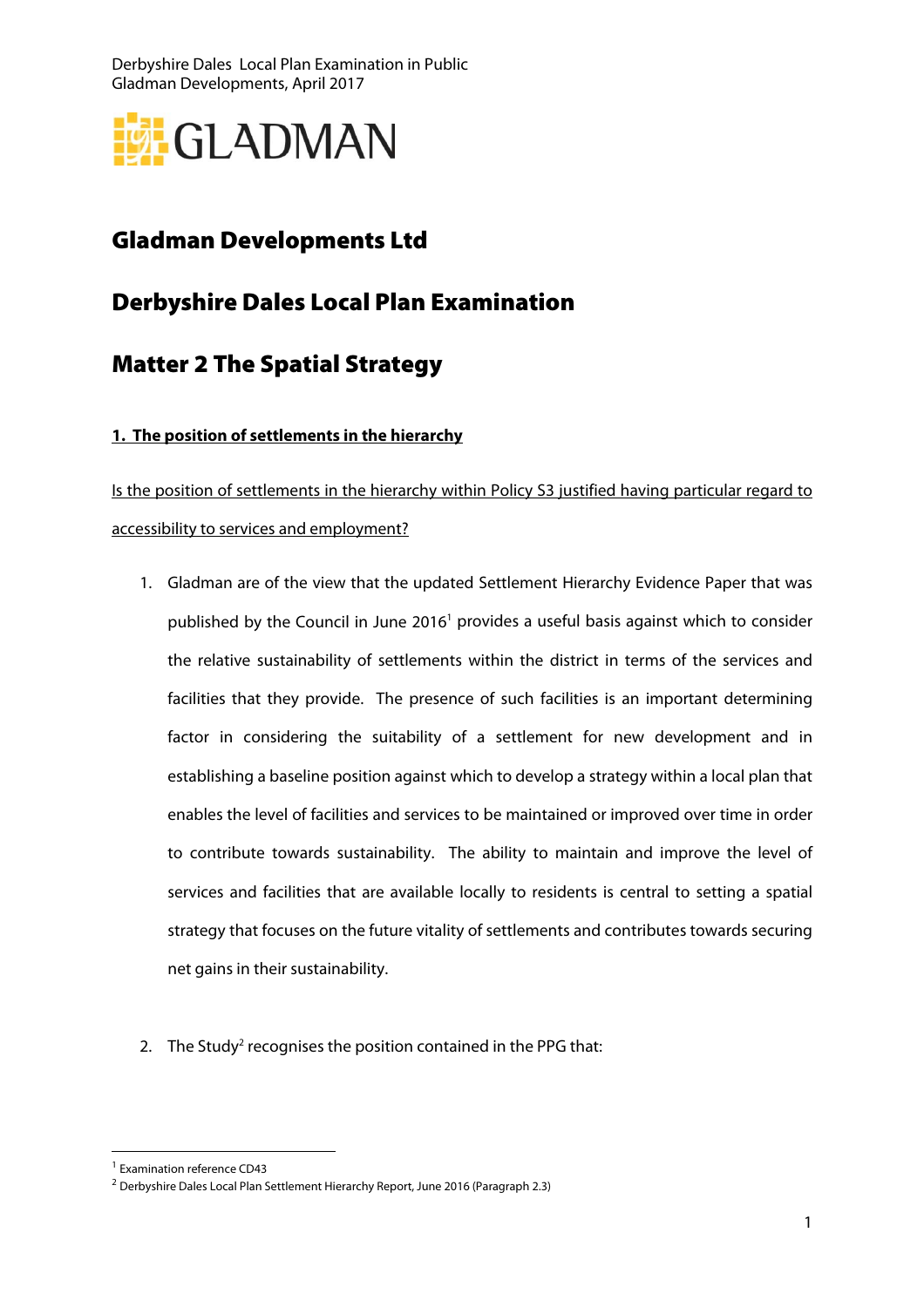# Gladman Developments Ltd

# Derbyshire Dales Local Plan Examination

# Matter 2 The Spatial Strategy

## 1. The position of settlements in the hierarchy

Is the position of settlements in the hierarchy within Policy S3 justified having particular regard to accessibility to services and employment?

1. Gladman are of the view that the updated Settlement Hierarchy Evidence Paper that was published by the Council in June 2016[1] provides a useful basis against which to consider the relative sustainability of settlements within the district in terms of the services and facilities that they provide. The presence of such facilities is an important determining factor in considering the suitability of a settlement for new development and in establishing a baseline position against which to develop a strategy within a local plan that enables the level of facilities and services to be maintained or improved over time in order to contribute towards sustainability. The ability to maintain and improve the level of services and facilities that are available locally to residents is central to setting a spatial strategy that focuses on the future vitality of settlements and contributes towards securing net gains in their sustainability.

2. The Study[2] recognises the position contained in the PPG that:

---

[1] Examination reference CD43

[2] Derbyshire Dales Local Plan Settlement Hierarchy Report, June 2016 (Paragraph 2.3)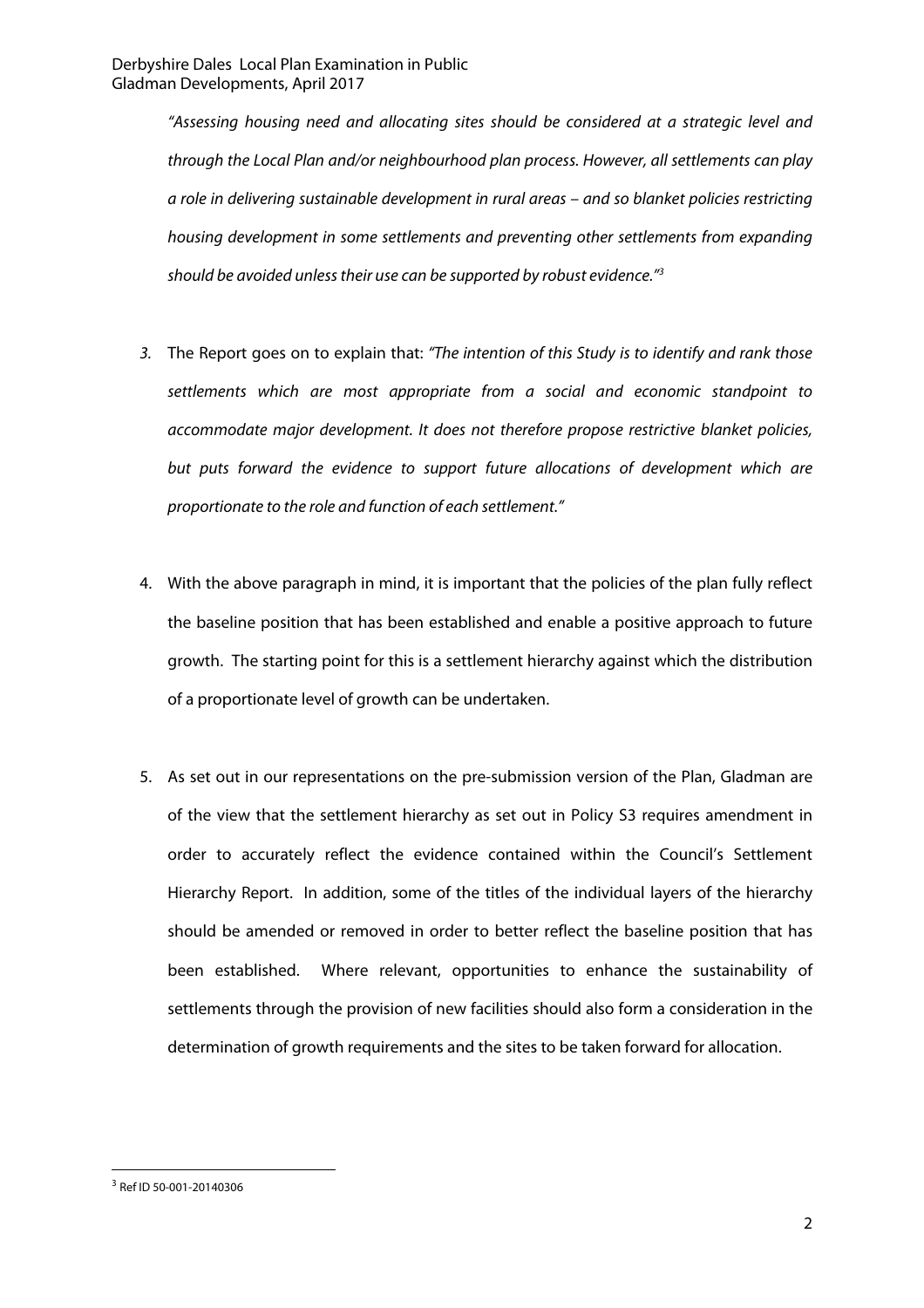*"Assessing housing need and allocating sites should be considered at a strategic level and through the Local Plan and/or neighbourhood plan process. However, all settlements can play a role in delivering sustainable development in rural areas – and so blanket policies restricting housing development in some settlements and preventing other settlements from expanding should be avoided unless their use can be supported by robust evidence."*[3]

3. The Report goes on to explain that: *"The intention of this Study is to identify and rank those settlements which are most appropriate from a social and economic standpoint to accommodate major development. It does not therefore propose restrictive blanket policies, but puts forward the evidence to support future allocations of development which are proportionate to the role and function of each settlement."*

4. With the above paragraph in mind, it is important that the policies of the plan fully reflect the baseline position that has been established and enable a positive approach to future growth. The starting point for this is a settlement hierarchy against which the distribution of a proportionate level of growth can be undertaken.

5. As set out in our representations on the pre-submission version of the Plan, Gladman are of the view that the settlement hierarchy as set out in Policy S3 requires amendment in order to accurately reflect the evidence contained within the Council's Settlement Hierarchy Report. In addition, some of the titles of the individual layers of the hierarchy should be amended or removed in order to better reflect the baseline position that has been established. Where relevant, opportunities to enhance the sustainability of settlements through the provision of new facilities should also form a consideration in the determination of growth requirements and the sites to be taken forward for allocation.

[3] Ref ID 50-001-20140306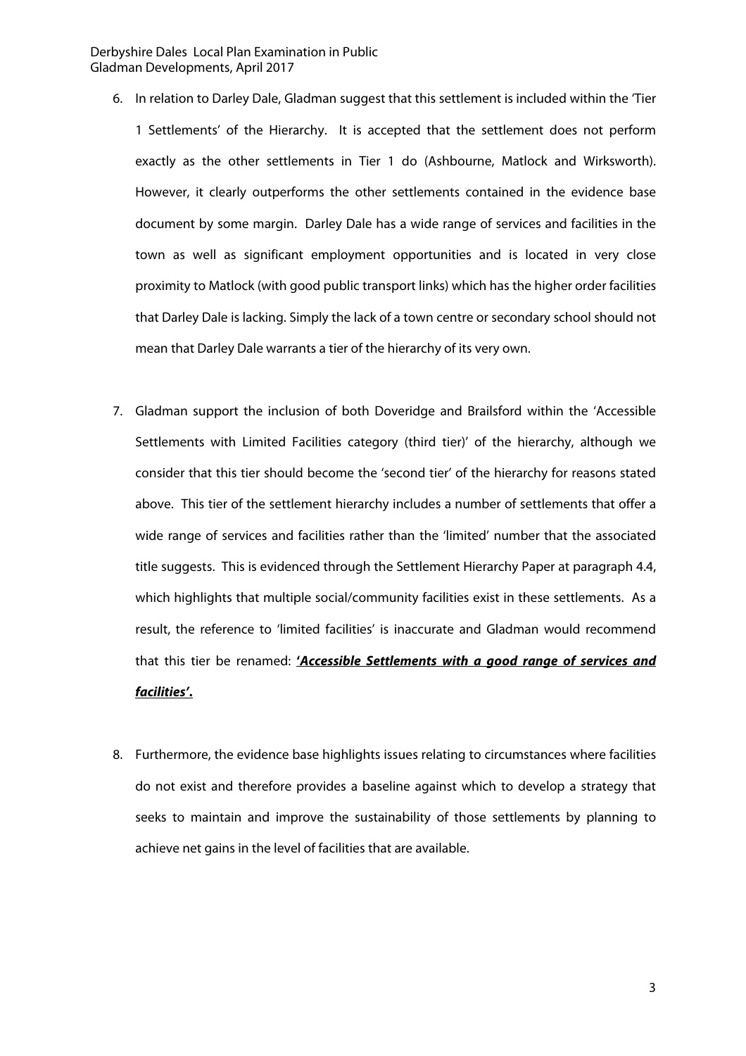6. In relation to Darley Dale, Gladman suggest that this settlement is included within the 'Tier 1 Settlements' of the Hierarchy. It is accepted that the settlement does not perform exactly as the other settlements in Tier 1 do (Ashbourne, Matlock and Wirksworth). However, it clearly outperforms the other settlements contained in the evidence base document by some margin. Darley Dale has a wide range of services and facilities in the town as well as significant employment opportunities and is located in very close proximity to Matlock (with good public transport links) which has the higher order facilities that Darley Dale is lacking. Simply the lack of a town centre or secondary school should not mean that Darley Dale warrants a tier of the hierarchy of its very own.

7. Gladman support the inclusion of both Doveridge and Brailsford within the 'Accessible Settlements with Limited Facilities category (third tier)' of the hierarchy, although we consider that this tier should become the 'second tier' of the hierarchy for reasons stated above. This tier of the settlement hierarchy includes a number of settlements that offer a wide range of services and facilities rather than the 'limited' number that the associated title suggests. This is evidenced through the Settlement Hierarchy Paper at paragraph 4.4, which highlights that multiple social/community facilities exist in these settlements. As a result, the reference to 'limited facilities' is inaccurate and Gladman would recommend that this tier be renamed: **'*Accessible Settlements with a good range of services and facilities*'.**

8. Furthermore, the evidence base highlights issues relating to circumstances where facilities do not exist and therefore provides a baseline against which to develop a strategy that seeks to maintain and improve the sustainability of those settlements by planning to achieve net gains in the level of facilities that are available.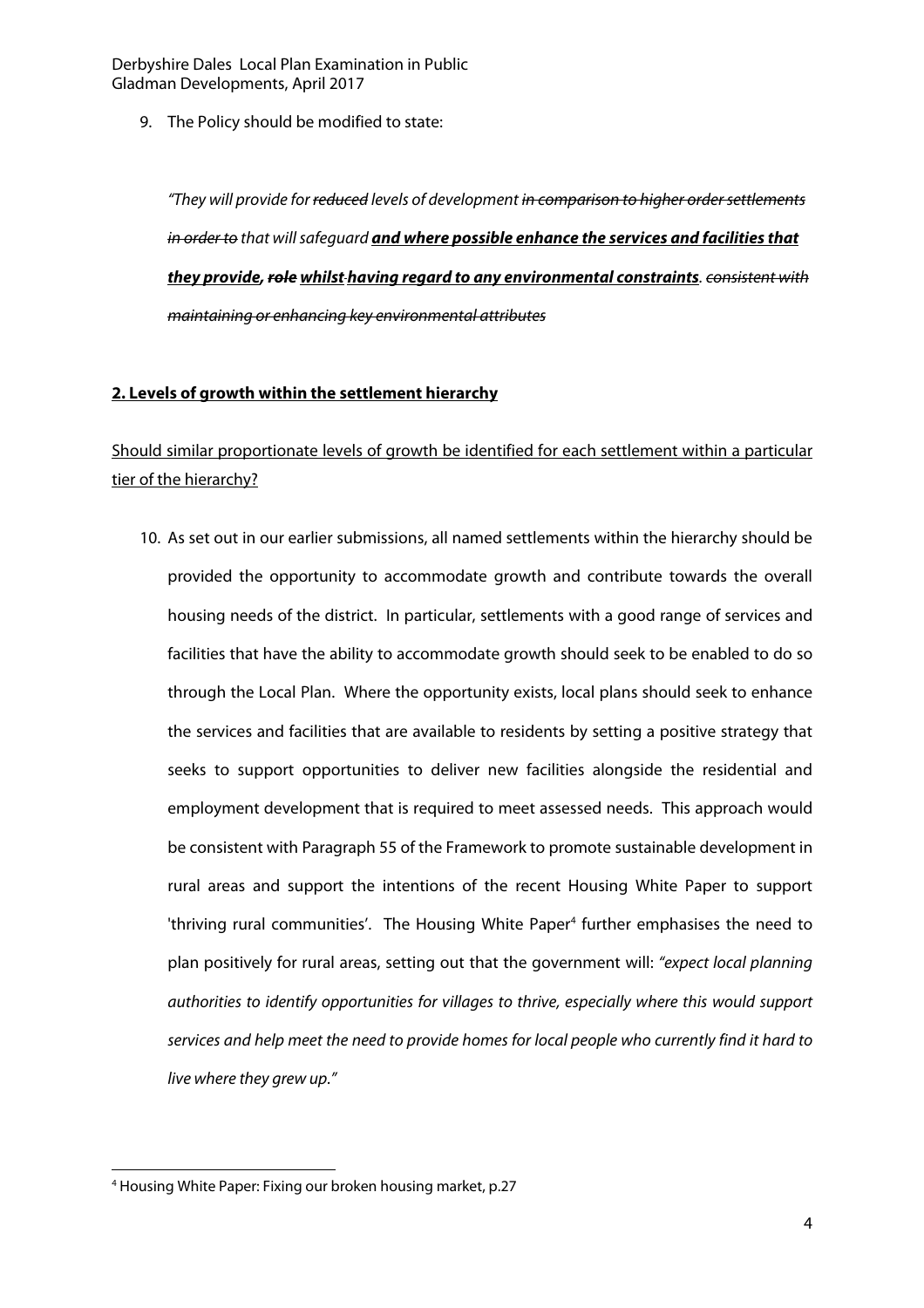9. The Policy should be modified to state:

*"They will provide for ~~reduced~~ levels of development ~~in comparison to higher order settlements in order to~~ that will safeguard **and where possible enhance the services and facilities that they provide, ~~role~~ whilst having regard to any environmental constraints**. ~~consistent with maintaining or enhancing key environmental attributes~~*

**2. Levels of growth within the settlement hierarchy**

Should similar proportionate levels of growth be identified for each settlement within a particular tier of the hierarchy?

10. As set out in our earlier submissions, all named settlements within the hierarchy should be provided the opportunity to accommodate growth and contribute towards the overall housing needs of the district. In particular, settlements with a good range of services and facilities that have the ability to accommodate growth should seek to be enabled to do so through the Local Plan. Where the opportunity exists, local plans should seek to enhance the services and facilities that are available to residents by setting a positive strategy that seeks to support opportunities to deliver new facilities alongside the residential and employment development that is required to meet assessed needs. This approach would be consistent with Paragraph 55 of the Framework to promote sustainable development in rural areas and support the intentions of the recent Housing White Paper to support 'thriving rural communities'. The Housing White Paper[4] further emphasises the need to plan positively for rural areas, setting out that the government will: *"expect local planning authorities to identify opportunities for villages to thrive, especially where this would support services and help meet the need to provide homes for local people who currently find it hard to live where they grew up."*

[4] Housing White Paper: Fixing our broken housing market, p.27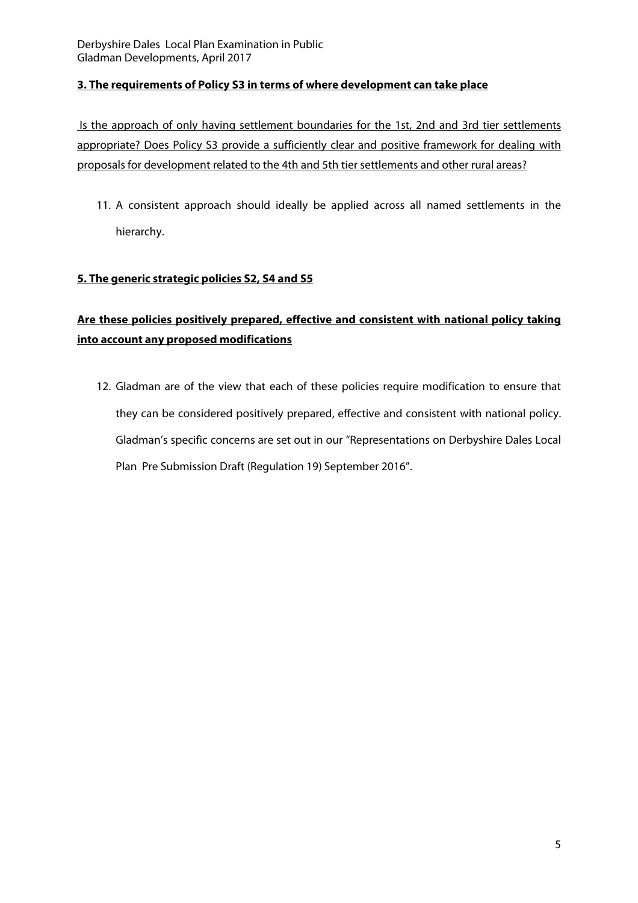**3. The requirements of Policy S3 in terms of where development can take place**

Is the approach of only having settlement boundaries for the 1st, 2nd and 3rd tier settlements appropriate? Does Policy S3 provide a sufficiently clear and positive framework for dealing with proposals for development related to the 4th and 5th tier settlements and other rural areas?

11. A consistent approach should ideally be applied across all named settlements in the hierarchy.

**5. The generic strategic policies S2, S4 and S5**

**Are these policies positively prepared, effective and consistent with national policy taking into account any proposed modifications**

12. Gladman are of the view that each of these policies require modification to ensure that they can be considered positively prepared, effective and consistent with national policy. Gladman's specific concerns are set out in our "Representations on Derbyshire Dales Local Plan Pre Submission Draft (Regulation 19) September 2016".